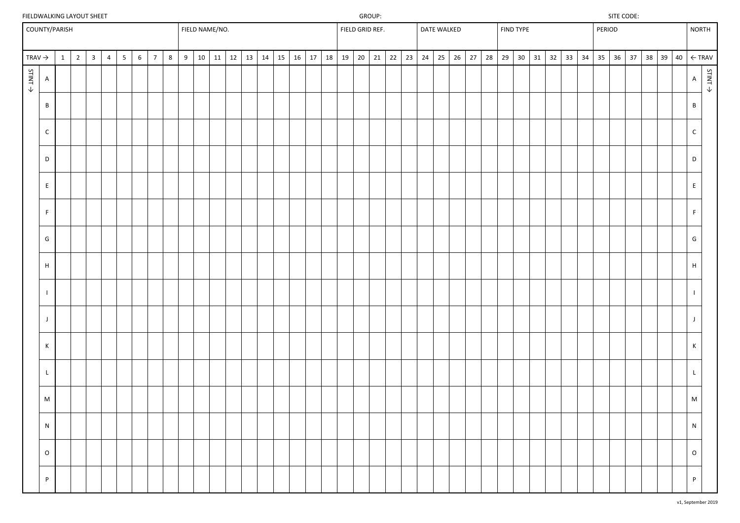FIELDWALKING LAYOUT SHEET GROUP: SITE CODE:

| COUNTY/PARISH | | | | | | | | | FIELD NAME/NO. | | | | | | | | | | FIELD GRID REF. | | | | | DATE WALKED | | | | | FIND TYPE | | | | | | PERIOD | | | | | | NORTH | |
|---|---|---|---|---|---|---|---|---|---|---|---|---|---|---|---|---|---|---|---|---|---|---|---|---|---|---|---|---|---|---|---|---|---|---|---|---|---|---|---|---|---|---|
| TRAV → | | 1 | 2 | 3 | 4 | 5 | 6 | 7 | 8 | 9 | 10 | 11 | 12 | 13 | 14 | 15 | 16 | 17 | 18 | 19 | 20 | 21 | 22 | 23 | 24 | 25 | 26 | 27 | 28 | 29 | 30 | 31 | 32 | 33 | 34 | 35 | 36 | 37 | 38 | 39 | 40 | ← TRAV |
| STINT ↓ | A | | | | | | | | | | | | | | | | | | | | | | | | | | | | | | | | | | | | | | | | | A |
| | B | | | | | | | | | | | | | | | | | | | | | | | | | | | | | | | | | | | | | | | | | B |
| | C | | | | | | | | | | | | | | | | | | | | | | | | | | | | | | | | | | | | | | | | | C |
| | D | | | | | | | | | | | | | | | | | | | | | | | | | | | | | | | | | | | | | | | | | D |
| | E | | | | | | | | | | | | | | | | | | | | | | | | | | | | | | | | | | | | | | | | | E |
| | F | | | | | | | | | | | | | | | | | | | | | | | | | | | | | | | | | | | | | | | | | F |
| | G | | | | | | | | | | | | | | | | | | | | | | | | | | | | | | | | | | | | | | | | | G |
| | H | | | | | | | | | | | | | | | | | | | | | | | | | | | | | | | | | | | | | | | | | H |
| | I | | | | | | | | | | | | | | | | | | | | | | | | | | | | | | | | | | | | | | | | | I |
| | J | | | | | | | | | | | | | | | | | | | | | | | | | | | | | | | | | | | | | | | | | J |
| | K | | | | | | | | | | | | | | | | | | | | | | | | | | | | | | | | | | | | | | | | | K |
| | L | | | | | | | | | | | | | | | | | | | | | | | | | | | | | | | | | | | | | | | | | L |
| | M | | | | | | | | | | | | | | | | | | | | | | | | | | | | | | | | | | | | | | | | | M |
| | N | | | | | | | | | | | | | | | | | | | | | | | | | | | | | | | | | | | | | | | | | N |
| | O | | | | | | | | | | | | | | | | | | | | | | | | | | | | | | | | | | | | | | | | | O |
| | P | | | | | | | | | | | | | | | | | | | | | | | | | | | | | | | | | | | | | | | | | P |

STINT ↓ (right side)

v1, September 2019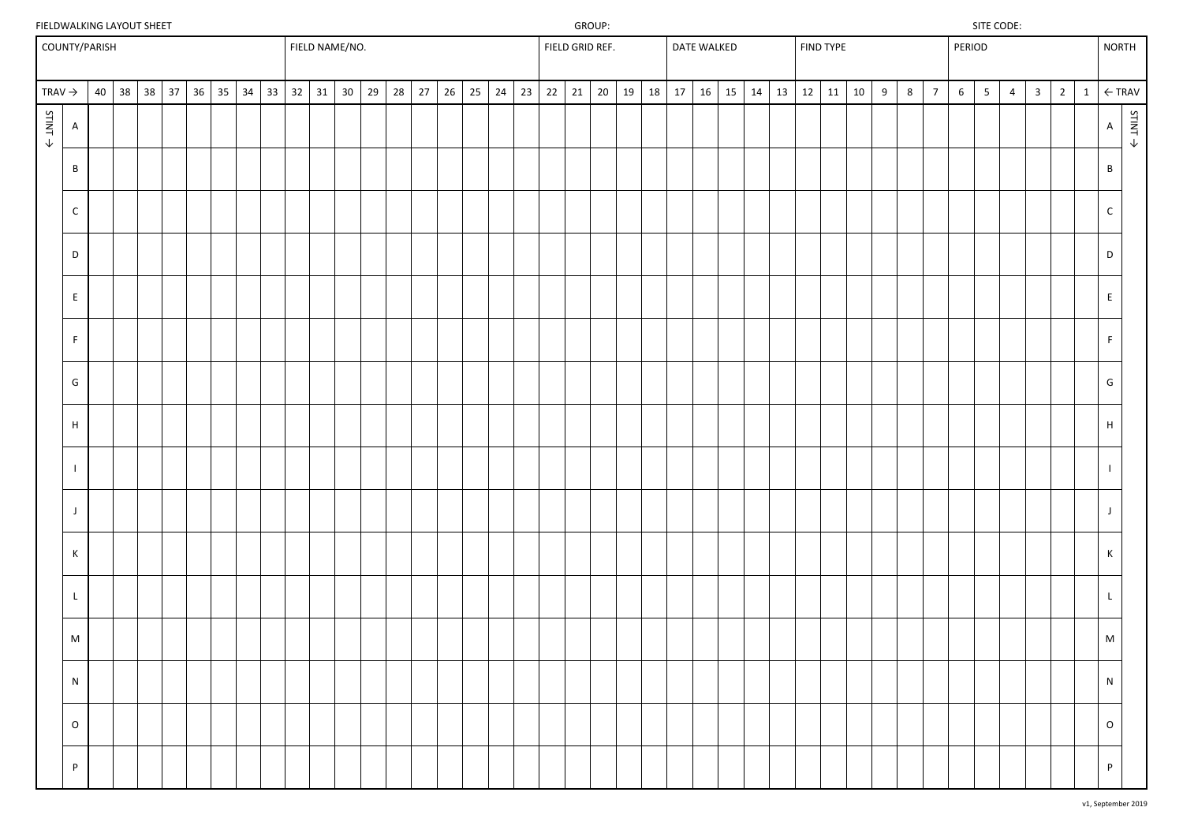FIELDWALKING LAYOUT SHEET GROUP: SITE CODE:

| COUNTY/PARISH | FIELD NAME/NO. | FIELD GRID REF. | DATE WALKED | FIND TYPE | PERIOD | NORTH |
|---|---|---|---|---|---|---|
| | | | | | | |

| STINT ↓ | TRAV → | 40 | 38 | 38 | 37 | 36 | 35 | 34 | 33 | 32 | 31 | 30 | 29 | 28 | 27 | 26 | 25 | 24 | 23 | 22 | 21 | 20 | 19 | 18 | 17 | 16 | 15 | 14 | 13 | 12 | 11 | 10 | 9 | 8 | 7 | 6 | 5 | 4 | 3 | 2 | 1 | ← TRAV | STINT ↓ |
|---|---|---|---|---|---|---|---|---|---|---|---|---|---|---|---|---|---|---|---|---|---|---|---|---|---|---|---|---|---|---|---|---|---|---|---|---|---|---|---|---|---|---|---|
| | A | | | | | | | | | | | | | | | | | | | | | | | | | | | | | | | | | | | | | | | | | A | |
| | B | | | | | | | | | | | | | | | | | | | | | | | | | | | | | | | | | | | | | | | | | B | |
| | C | | | | | | | | | | | | | | | | | | | | | | | | | | | | | | | | | | | | | | | | | C | |
| | D | | | | | | | | | | | | | | | | | | | | | | | | | | | | | | | | | | | | | | | | | D | |
| | E | | | | | | | | | | | | | | | | | | | | | | | | | | | | | | | | | | | | | | | | | E | |
| | F | | | | | | | | | | | | | | | | | | | | | | | | | | | | | | | | | | | | | | | | | F | |
| | G | | | | | | | | | | | | | | | | | | | | | | | | | | | | | | | | | | | | | | | | | G | |
| | H | | | | | | | | | | | | | | | | | | | | | | | | | | | | | | | | | | | | | | | | | H | |
| | I | | | | | | | | | | | | | | | | | | | | | | | | | | | | | | | | | | | | | | | | | I | |
| | J | | | | | | | | | | | | | | | | | | | | | | | | | | | | | | | | | | | | | | | | | J | |
| | K | | | | | | | | | | | | | | | | | | | | | | | | | | | | | | | | | | | | | | | | | K | |
| | L | | | | | | | | | | | | | | | | | | | | | | | | | | | | | | | | | | | | | | | | | L | |
| | M | | | | | | | | | | | | | | | | | | | | | | | | | | | | | | | | | | | | | | | | | M | |
| | N | | | | | | | | | | | | | | | | | | | | | | | | | | | | | | | | | | | | | | | | | N | |
| | O | | | | | | | | | | | | | | | | | | | | | | | | | | | | | | | | | | | | | | | | | O | |
| | P | | | | | | | | | | | | | | | | | | | | | | | | | | | | | | | | | | | | | | | | | P | |

v1, September 2019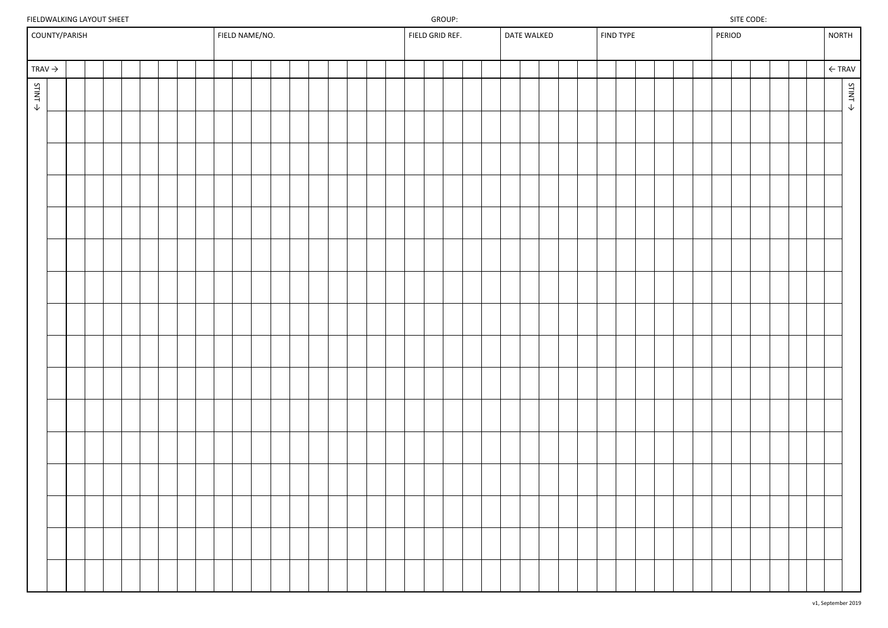FIELDWALKING LAYOUT SHEET

GROUP:

SITE CODE:

| COUNTY/PARISH | FIELD NAME/NO. | FIELD GRID REF. | DATE WALKED | FIND TYPE | PERIOD | NORTH |
|---|---|---|---|---|---|---|
| | | | | | | |

| TRAV → | | | | | | | | | | | | | | | | | | | | | | | | | | | | | | | | | | | | | | | | | | | ← TRAV | |
|---|---|---|---|---|---|---|---|---|---|---|---|---|---|---|---|---|---|---|---|---|---|---|---|---|---|---|---|---|---|---|---|---|---|---|---|---|---|---|---|---|---|---|---|---|
| STINT ↓ | | | | | | | | | | | | | | | | | | | | | | | | | | | | | | | | | | | | | | | | | | | | STINT ↓ |
| | | | | | | | | | | | | | | | | | | | | | | | | | | | | | | | | | | | | | | | | | | | | |
| | | | | | | | | | | | | | | | | | | | | | | | | | | | | | | | | | | | | | | | | | | | | |
| | | | | | | | | | | | | | | | | | | | | | | | | | | | | | | | | | | | | | | | | | | | | |
| | | | | | | | | | | | | | | | | | | | | | | | | | | | | | | | | | | | | | | | | | | | | |
| | | | | | | | | | | | | | | | | | | | | | | | | | | | | | | | | | | | | | | | | | | | | |
| | | | | | | | | | | | | | | | | | | | | | | | | | | | | | | | | | | | | | | | | | | | | |
| | | | | | | | | | | | | | | | | | | | | | | | | | | | | | | | | | | | | | | | | | | | | |
| | | | | | | | | | | | | | | | | | | | | | | | | | | | | | | | | | | | | | | | | | | | | |
| | | | | | | | | | | | | | | | | | | | | | | | | | | | | | | | | | | | | | | | | | | | | |
| | | | | | | | | | | | | | | | | | | | | | | | | | | | | | | | | | | | | | | | | | | | | |
| | | | | | | | | | | | | | | | | | | | | | | | | | | | | | | | | | | | | | | | | | | | | |
| | | | | | | | | | | | | | | | | | | | | | | | | | | | | | | | | | | | | | | | | | | | | |
| | | | | | | | | | | | | | | | | | | | | | | | | | | | | | | | | | | | | | | | | | | | | |
| | | | | | | | | | | | | | | | | | | | | | | | | | | | | | | | | | | | | | | | | | | | | |
| | | | | | | | | | | | | | | | | | | | | | | | | | | | | | | | | | | | | | | | | | | | | |

v1, September 2019